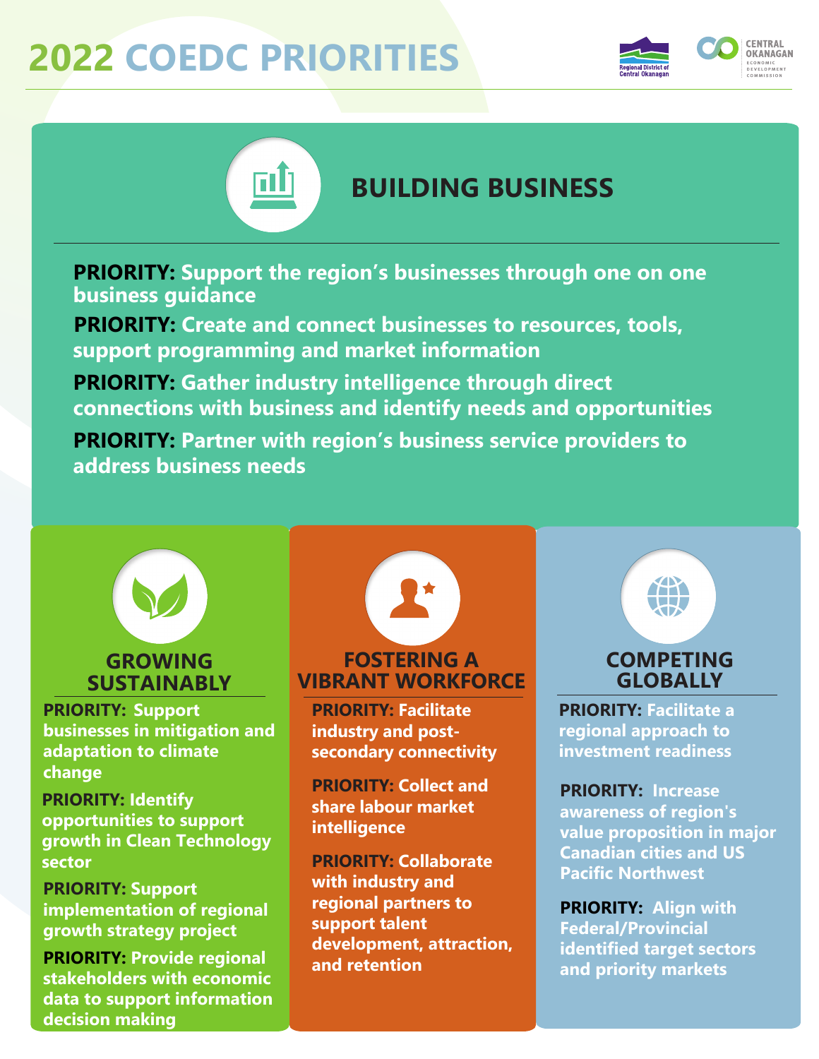# 2022 COEDC PRIORITIES

Regional District of Central Okanagan

CENTRAL OKANAGAN ECONOMIC DEVELOPMENT COMMISSION

## BUILDING BUSINESS

**PRIORITY:** Support the region's businesses through one on one business guidance

**PRIORITY:** Create and connect businesses to resources, tools, support programming and market information

**PRIORITY:** Gather industry intelligence through direct connections with business and identify needs and opportunities

**PRIORITY:** Partner with region's business service providers to address business needs

## GROWING SUSTAINABLY

**PRIORITY:** Support businesses in mitigation and adaptation to climate change

**PRIORITY:** Identify opportunities to support growth in Clean Technology sector

**PRIORITY:** Support implementation of regional growth strategy project

**PRIORITY:** Provide regional stakeholders with economic data to support information decision making

## FOSTERING A VIBRANT WORKFORCE

**PRIORITY:** Facilitate industry and post-secondary connectivity

**PRIORITY:** Collect and share labour market intelligence

**PRIORITY:** Collaborate with industry and regional partners to support talent development, attraction, and retention

## COMPETING GLOBALLY

**PRIORITY:** Facilitate a regional approach to investment readiness

**PRIORITY:** Increase awareness of region's value proposition in major Canadian cities and US Pacific Northwest

**PRIORITY:** Align with Federal/Provincial identified target sectors and priority markets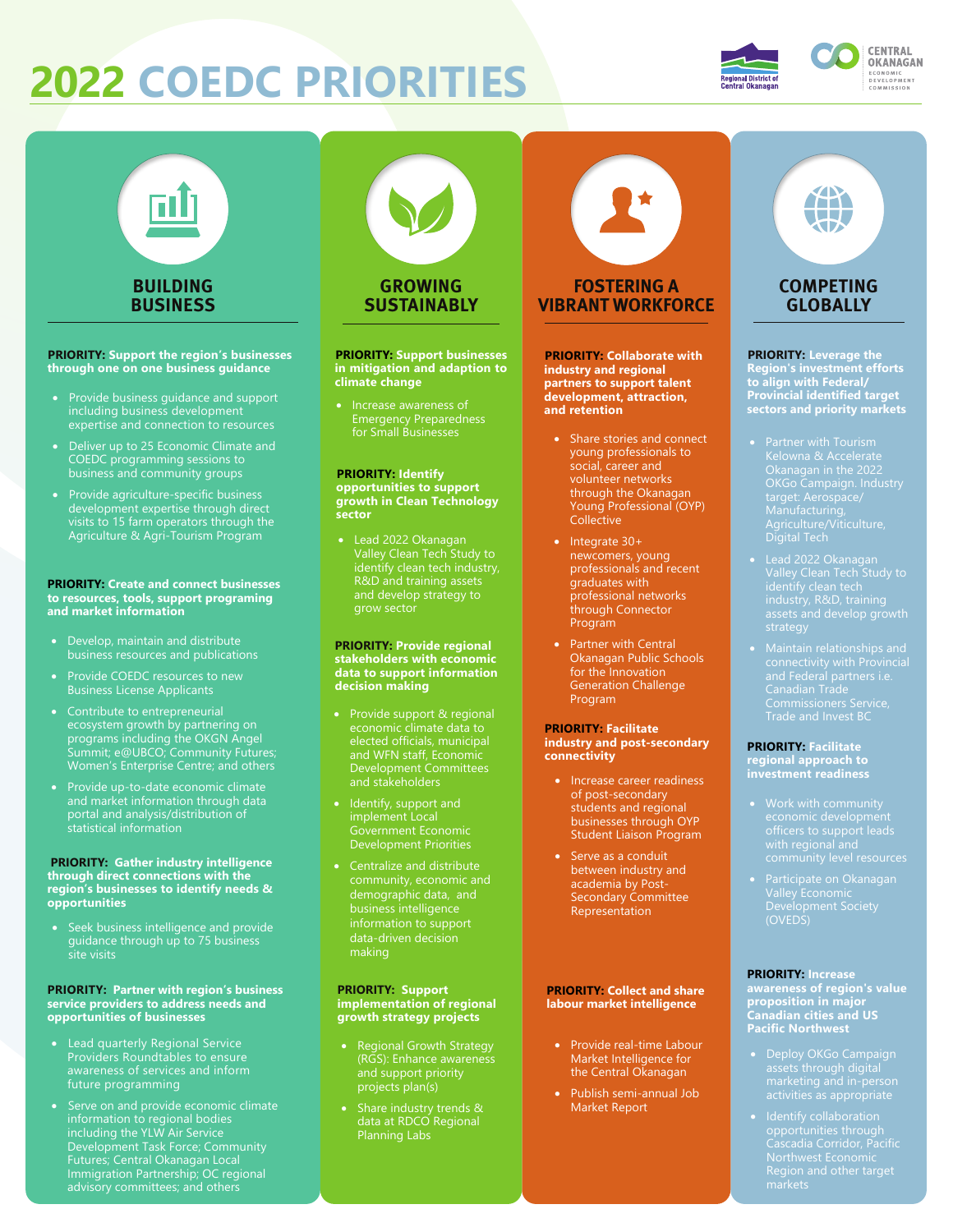# 2022 COEDC PRIORITIES

## BUILDING BUSINESS

**PRIORITY: Support the region's businesses through one on one business guidance**

- Provide business guidance and support including business development expertise and connection to resources
- Deliver up to 25 Economic Climate and COEDC programming sessions to business and community groups
- Provide agriculture-specific business development expertise through direct visits to 15 farm operators through the Agriculture & Agri-Tourism Program

**PRIORITY: Create and connect businesses to resources, tools, support programing and market information**

- Develop, maintain and distribute business resources and publications
- Provide COEDC resources to new Business License Applicants
- Contribute to entrepreneurial ecosystem growth by partnering on programs including the OKGN Angel Summit; e@UBCO; Community Futures; Women's Enterprise Centre; and others
- Provide up-to-date economic climate and market information through data portal and analysis/distribution of statistical information

**PRIORITY: Gather industry intelligence through direct connections with the region's businesses to identify needs & opportunities**

- Seek business intelligence and provide guidance through up to 75 business site visits

**PRIORITY: Partner with region's business service providers to address needs and opportunities of businesses**

- Lead quarterly Regional Service Providers Roundtables to ensure awareness of services and inform future programming
- Serve on and provide economic climate information to regional bodies including the YLW Air Service Development Task Force; Community Futures; Central Okanagan Local Immigration Partnership; OC regional advisory committees; and others

## GROWING SUSTAINABLY

**PRIORITY: Support businesses in mitigation and adaption to climate change**

- Increase awareness of Emergency Preparedness for Small Businesses

**PRIORITY: Identify opportunities to support growth in Clean Technology sector**

- Lead 2022 Okanagan Valley Clean Tech Study to identify clean tech industry, R&D and training assets and develop strategy to grow sector

**PRIORITY: Provide regional stakeholders with economic data to support information decision making**

- Provide support & regional economic climate data to elected officials, municipal and WFN staff, Economic Development Committees and stakeholders
- Identify, support and implement Local Government Economic Development Priorities
- Centralize and distribute community, economic and demographic data, and business intelligence information to support data-driven decision making

**PRIORITY: Support implementation of regional growth strategy projects**

- Regional Growth Strategy (RGS): Enhance awareness and support priority projects plan(s)
- Share industry trends & data at RDCO Regional Planning Labs

## FOSTERING A VIBRANT WORKFORCE

**PRIORITY: Collaborate with industry and regional partners to support talent development, attraction, and retention**

- Share stories and connect young professionals to social, career and volunteer networks through the Okanagan Young Professional (OYP) Collective
- Integrate 30+ newcomers, young professionals and recent graduates with professional networks through Connector Program
- Partner with Central Okanagan Public Schools for the Innovation Generation Challenge Program

**PRIORITY: Facilitate industry and post-secondary connectivity**

- Increase career readiness of post-secondary students and regional businesses through OYP Student Liaison Program
- Serve as a conduit between industry and academia by Post-Secondary Committee Representation

**PRIORITY: Collect and share labour market intelligence**

- Provide real-time Labour Market Intelligence for the Central Okanagan
- Publish semi-annual Job Market Report

## COMPETING GLOBALLY

**PRIORITY: Leverage the Region's investment efforts to align with Federal/ Provincial identified target sectors and priority markets**

- Partner with Tourism Kelowna & Accelerate Okanagan in the 2022 OKGo Campaign. Industry target: Aerospace/ Manufacturing, Agriculture/Viticulture, Digital Tech
- Lead 2022 Okanagan Valley Clean Tech Study to identify clean tech industry, R&D, training assets and develop growth strategy
- Maintain relationships and connectivity with Provincial and Federal partners i.e. Canadian Trade Commissioners Service, Trade and Invest BC

**PRIORITY: Facilitate regional approach to investment readiness**

- Work with community economic development officers to support leads with regional and community level resources
- Participate on Okanagan Valley Economic Development Society (OVEDS)

**PRIORITY: Increase awareness of region's value proposition in major Canadian cities and US Pacific Northwest**

- Deploy OKGo Campaign assets through digital marketing and in-person activities as appropriate
- Identify collaboration opportunities through Cascadia Corridor, Pacific Northwest Economic Region and other target markets